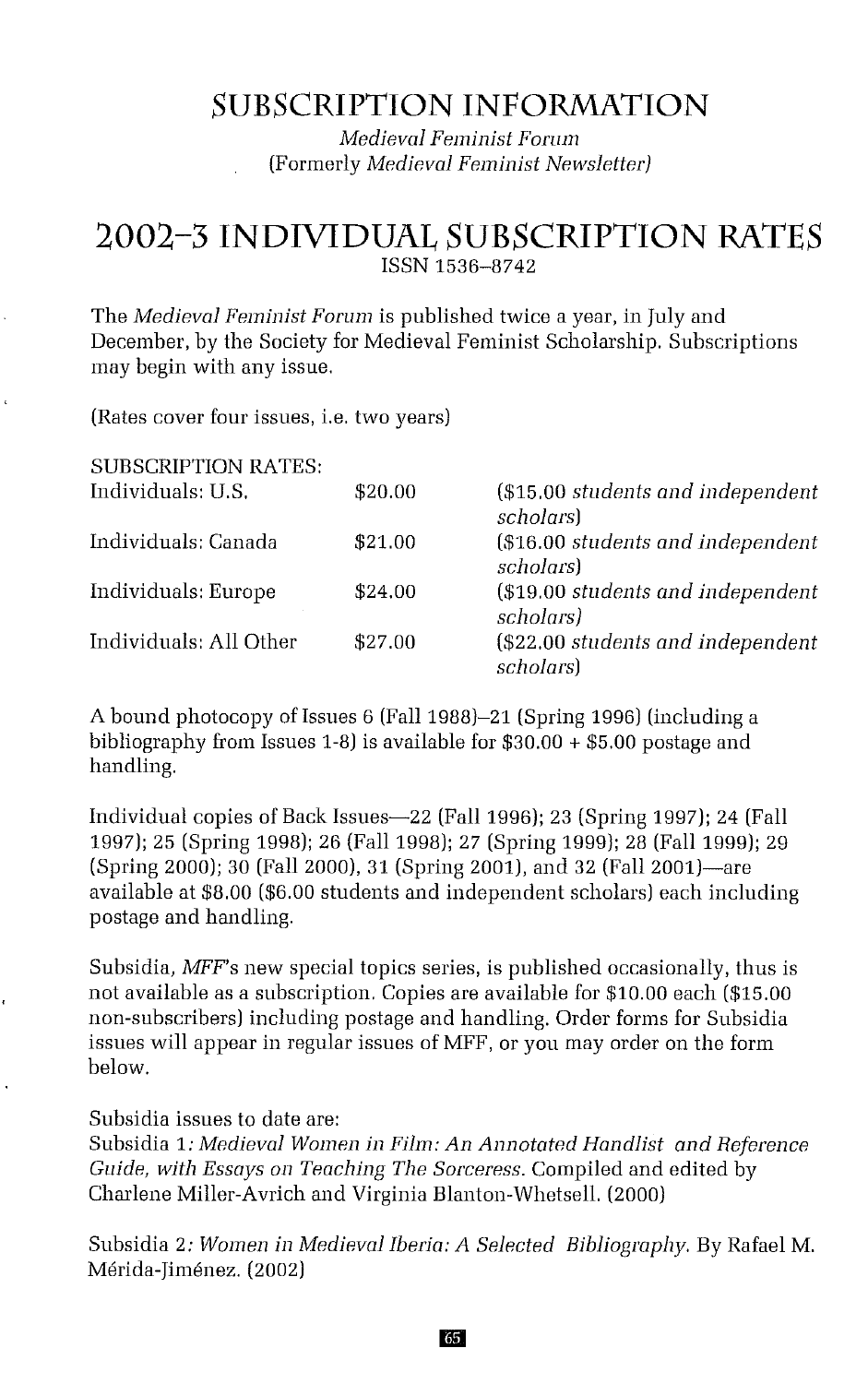# SUBSCRIPTION INFORMATION

*Medieval Feminist Forum*
(Formerly *Medieval Feminist Newsletter*)

# 2002–3 INDIVIDUAL SUBSCRIPTION RATES

ISSN 1536–8742

The *Medieval Feminist Forum* is published twice a year, in July and December, by the Society for Medieval Feminist Scholarship. Subscriptions may begin with any issue.

(Rates cover four issues, i.e. two years)

SUBSCRIPTION RATES:

| | | |
|---|---|---|
| Individuals: U.S. | $20.00 | ($15.00 *students and independent scholars*) |
| Individuals: Canada | $21.00 | ($16.00 *students and independent scholars*) |
| Individuals: Europe | $24.00 | ($19.00 *students and independent scholars*) |
| Individuals: All Other | $27.00 | ($22.00 *students and independent scholars*) |

A bound photocopy of Issues 6 (Fall 1988)–21 (Spring 1996) (including a bibliography from Issues 1-8) is available for $30.00 + $5.00 postage and handling.

Individual copies of Back Issues—22 (Fall 1996); 23 (Spring 1997); 24 (Fall 1997); 25 (Spring 1998); 26 (Fall 1998); 27 (Spring 1999); 28 (Fall 1999); 29 (Spring 2000); 30 (Fall 2000), 31 (Spring 2001), and 32 (Fall 2001)—are available at $8.00 ($6.00 students and independent scholars) each including postage and handling.

Subsidia, *MFF*'s new special topics series, is published occasionally, thus is not available as a subscription. Copies are available for $10.00 each ($15.00 non-subscribers) including postage and handling. Order forms for Subsidia issues will appear in regular issues of MFF, or you may order on the form below.

Subsidia issues to date are:
Subsidia 1: *Medieval Women in Film: An Annotated Handlist and Reference Guide, with Essays on Teaching The Sorceress.* Compiled and edited by Charlene Miller-Avrich and Virginia Blanton-Whetsell. (2000)

Subsidia 2: *Women in Medieval Iberia: A Selected Bibliography.* By Rafael M. Mérida-Jiménez. (2002)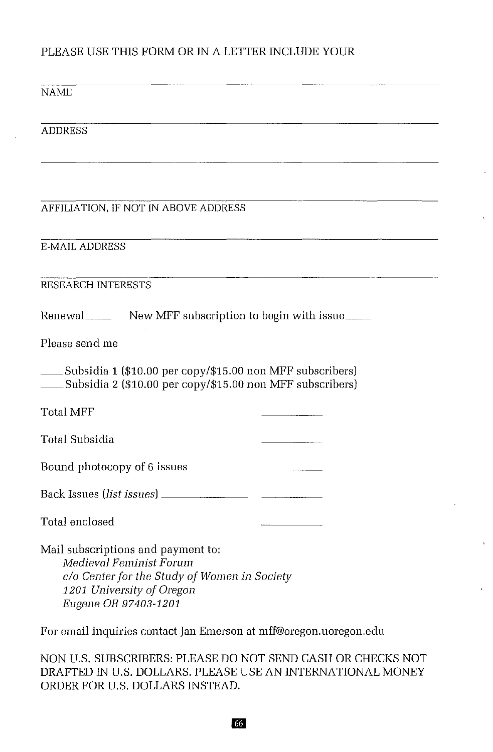PLEASE USE THIS FORM OR IN A LETTER INCLUDE YOUR

______________________________________________
NAME

______________________________________________
ADDRESS

______________________________________________

______________________________________________
AFFILIATION, IF NOT IN ABOVE ADDRESS

______________________________________________
E-MAIL ADDRESS

______________________________________________
RESEARCH INTERESTS

Renewal_____ New MFF subscription to begin with issue_____

Please send me

_____Subsidia 1 ($10.00 per copy/$15.00 non MFF subscribers)
_____Subsidia 2 ($10.00 per copy/$15.00 non MFF subscribers)

Total MFF __________

Total Subsidia __________

Bound photocopy of 6 issues __________

Back Issues (*list issues*) ______________ __________

Total enclosed __________

Mail subscriptions and payment to:
*Medieval Feminist Forum*
*c/o Center for the Study of Women in Society*
*1201 University of Oregon*
*Eugene OR 97403-1201*

For email inquiries contact Jan Emerson at mff@oregon.uoregon.edu

NON U.S. SUBSCRIBERS: PLEASE DO NOT SEND CASH OR CHECKS NOT DRAFTED IN U.S. DOLLARS. PLEASE USE AN INTERNATIONAL MONEY ORDER FOR U.S. DOLLARS INSTEAD.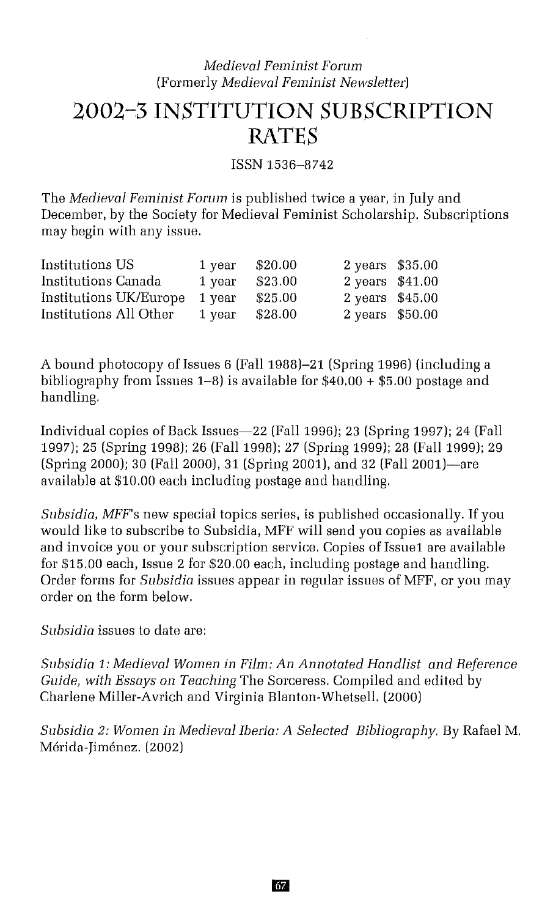*Medieval Feminist Forum*
(Formerly *Medieval Feminist Newsletter*)

# 2002–3 INSTITUTION SUBSCRIPTION RATES

ISSN 1536–8742

The *Medieval Feminist Forum* is published twice a year, in July and December, by the Society for Medieval Feminist Scholarship. Subscriptions may begin with any issue.

| | | | | |
|---|---|---|---|---|
| Institutions US | 1 year | $20.00 | 2 years | $35.00 |
| Institutions Canada | 1 year | $23.00 | 2 years | $41.00 |
| Institutions UK/Europe | 1 year | $25.00 | 2 years | $45.00 |
| Institutions All Other | 1 year | $28.00 | 2 years | $50.00 |

A bound photocopy of Issues 6 (Fall 1988)–21 (Spring 1996) (including a bibliography from Issues 1–8) is available for $40.00 + $5.00 postage and handling.

Individual copies of Back Issues—22 (Fall 1996); 23 (Spring 1997); 24 (Fall 1997); 25 (Spring 1998); 26 (Fall 1998); 27 (Spring 1999); 28 (Fall 1999); 29 (Spring 2000); 30 (Fall 2000), 31 (Spring 2001), and 32 (Fall 2001)—are available at $10.00 each including postage and handling.

*Subsidia*, *MFF*'s new special topics series, is published occasionally. If you would like to subscribe to Subsidia, MFF will send you copies as available and invoice you or your subscription service. Copies of Issue1 are available for $15.00 each, Issue 2 for $20.00 each, including postage and handling. Order forms for *Subsidia* issues appear in regular issues of MFF, or you may order on the form below.

*Subsidia* issues to date are:

*Subsidia 1: Medieval Women in Film: An Annotated Handlist and Reference Guide, with Essays on Teaching* The Sorceress. Compiled and edited by Charlene Miller-Avrich and Virginia Blanton-Whetsell. (2000)

*Subsidia 2: Women in Medieval Iberia: A Selected Bibliography.* By Rafael M. Mérida-Jiménez. (2002)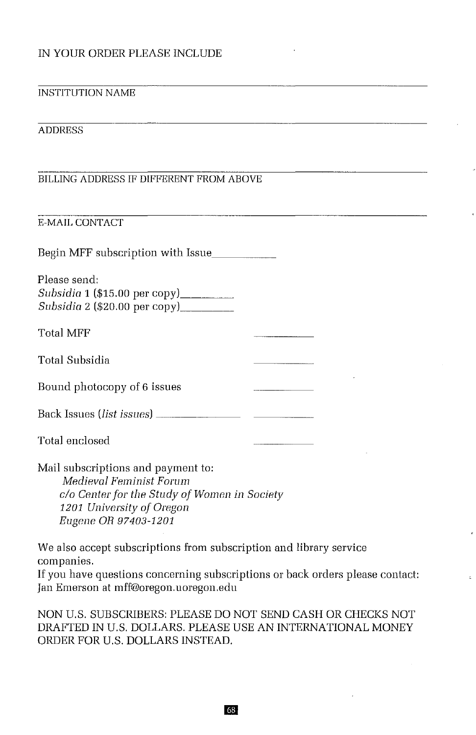IN YOUR ORDER PLEASE INCLUDE

\_\_\_\_\_\_\_\_\_\_\_\_\_\_\_\_\_\_\_\_\_\_\_\_\_\_\_\_\_\_\_\_\_\_\_\_\_\_\_\_

INSTITUTION NAME

\_\_\_\_\_\_\_\_\_\_\_\_\_\_\_\_\_\_\_\_\_\_\_\_\_\_\_\_\_\_\_\_\_\_\_\_\_\_\_\_

ADDRESS

\_\_\_\_\_\_\_\_\_\_\_\_\_\_\_\_\_\_\_\_\_\_\_\_\_\_\_\_\_\_\_\_\_\_\_\_\_\_\_\_

BILLING ADDRESS IF DIFFERENT FROM ABOVE

\_\_\_\_\_\_\_\_\_\_\_\_\_\_\_\_\_\_\_\_\_\_\_\_\_\_\_\_\_\_\_\_\_\_\_\_\_\_\_\_

E-MAIL CONTACT

Begin MFF subscription with Issue\_\_\_\_\_\_\_\_\_\_

Please send:  
*Subsidia* 1 ($15.00 per copy)\_\_\_\_\_\_\_\_  
*Subsidia* 2 ($20.00 per copy)\_\_\_\_\_\_\_\_

Total MFF \_\_\_\_\_\_\_\_\_\_

Total Subsidia \_\_\_\_\_\_\_\_\_\_

Bound photocopy of 6 issues \_\_\_\_\_\_\_\_\_\_

Back Issues (*list issues*) \_\_\_\_\_\_\_\_\_\_ \_\_\_\_\_\_\_\_\_\_

Total enclosed \_\_\_\_\_\_\_\_\_\_

Mail subscriptions and payment to:  
*Medieval Feminist Forum*  
*c/o Center for the Study of Women in Society*  
*1201 University of Oregon*  
*Eugene OR 97403-1201*

We also accept subscriptions from subscription and library service companies.  
If you have questions concerning subscriptions or back orders please contact: Jan Emerson at mff@oregon.uoregon.edu

NON U.S. SUBSCRIBERS: PLEASE DO NOT SEND CASH OR CHECKS NOT DRAFTED IN U.S. DOLLARS. PLEASE USE AN INTERNATIONAL MONEY ORDER FOR U.S. DOLLARS INSTEAD.